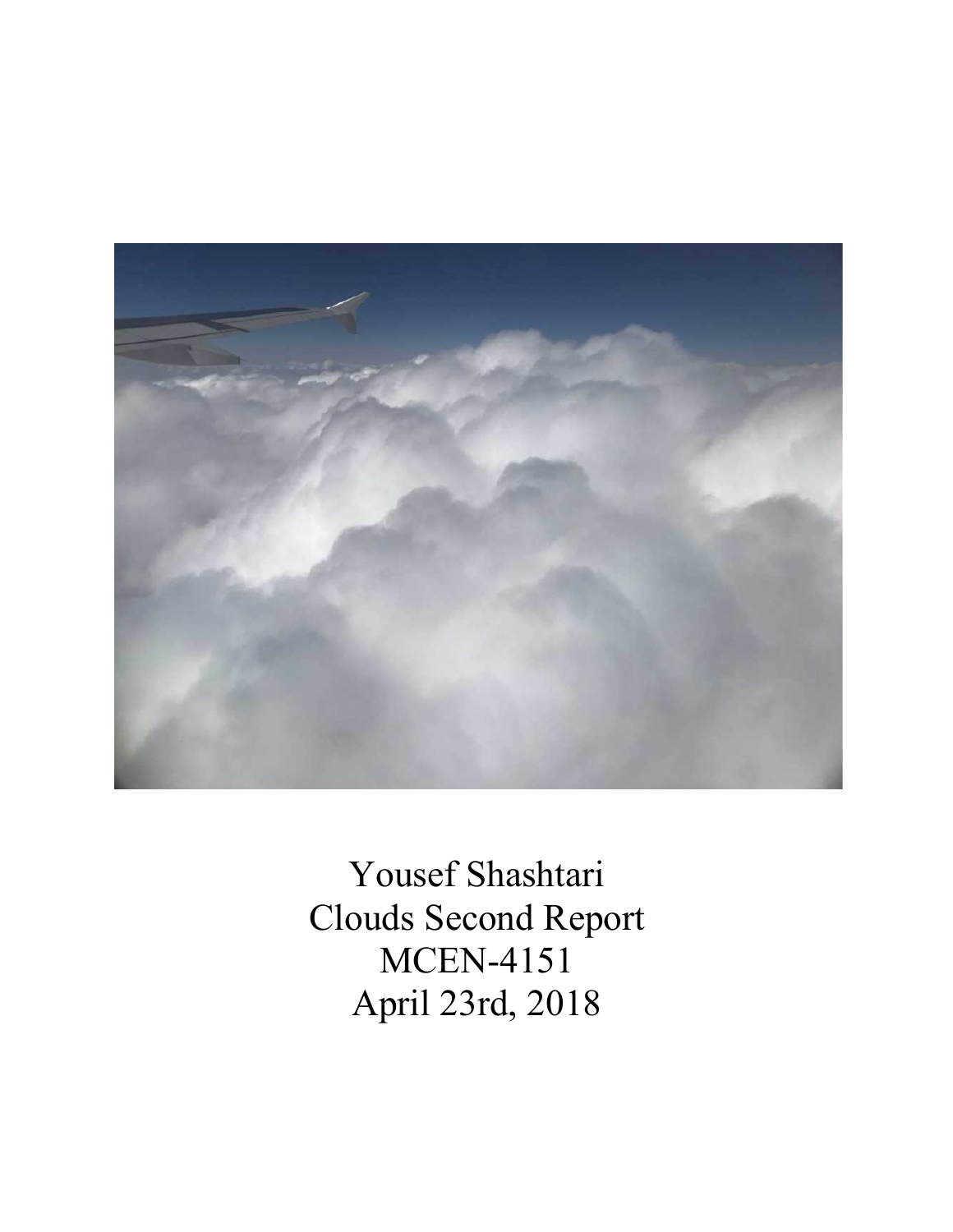Yousef Shashtari

Clouds Second Report

MCEN-4151

April 23rd, 2018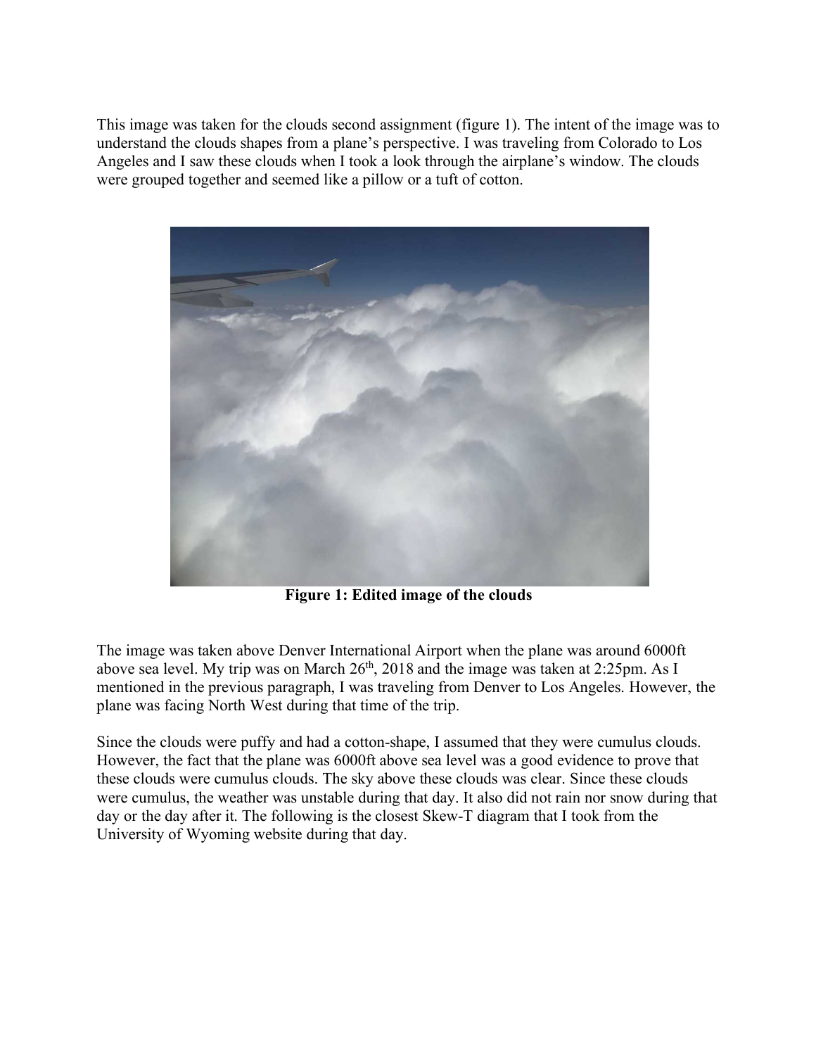This image was taken for the clouds second assignment (figure 1). The intent of the image was to understand the clouds shapes from a plane's perspective. I was traveling from Colorado to Los Angeles and I saw these clouds when I took a look through the airplane's window. The clouds were grouped together and seemed like a pillow or a tuft of cotton.

**Figure 1: Edited image of the clouds**

The image was taken above Denver International Airport when the plane was around 6000ft above sea level. My trip was on March 26th, 2018 and the image was taken at 2:25pm. As I mentioned in the previous paragraph, I was traveling from Denver to Los Angeles. However, the plane was facing North West during that time of the trip.

Since the clouds were puffy and had a cotton-shape, I assumed that they were cumulus clouds. However, the fact that the plane was 6000ft above sea level was a good evidence to prove that these clouds were cumulus clouds. The sky above these clouds was clear. Since these clouds were cumulus, the weather was unstable during that day. It also did not rain nor snow during that day or the day after it. The following is the closest Skew-T diagram that I took from the University of Wyoming website during that day.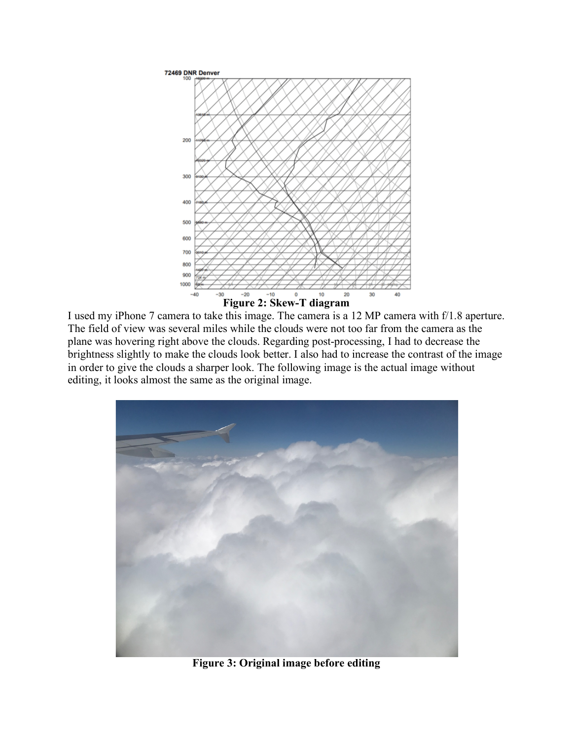**Figure 2: Skew-T diagram**

I used my iPhone 7 camera to take this image. The camera is a 12 MP camera with f/1.8 aperture. The field of view was several miles while the clouds were not too far from the camera as the plane was hovering right above the clouds. Regarding post-processing, I had to decrease the brightness slightly to make the clouds look better. I also had to increase the contrast of the image in order to give the clouds a sharper look. The following image is the actual image without editing, it looks almost the same as the original image.

**Figure 3: Original image before editing**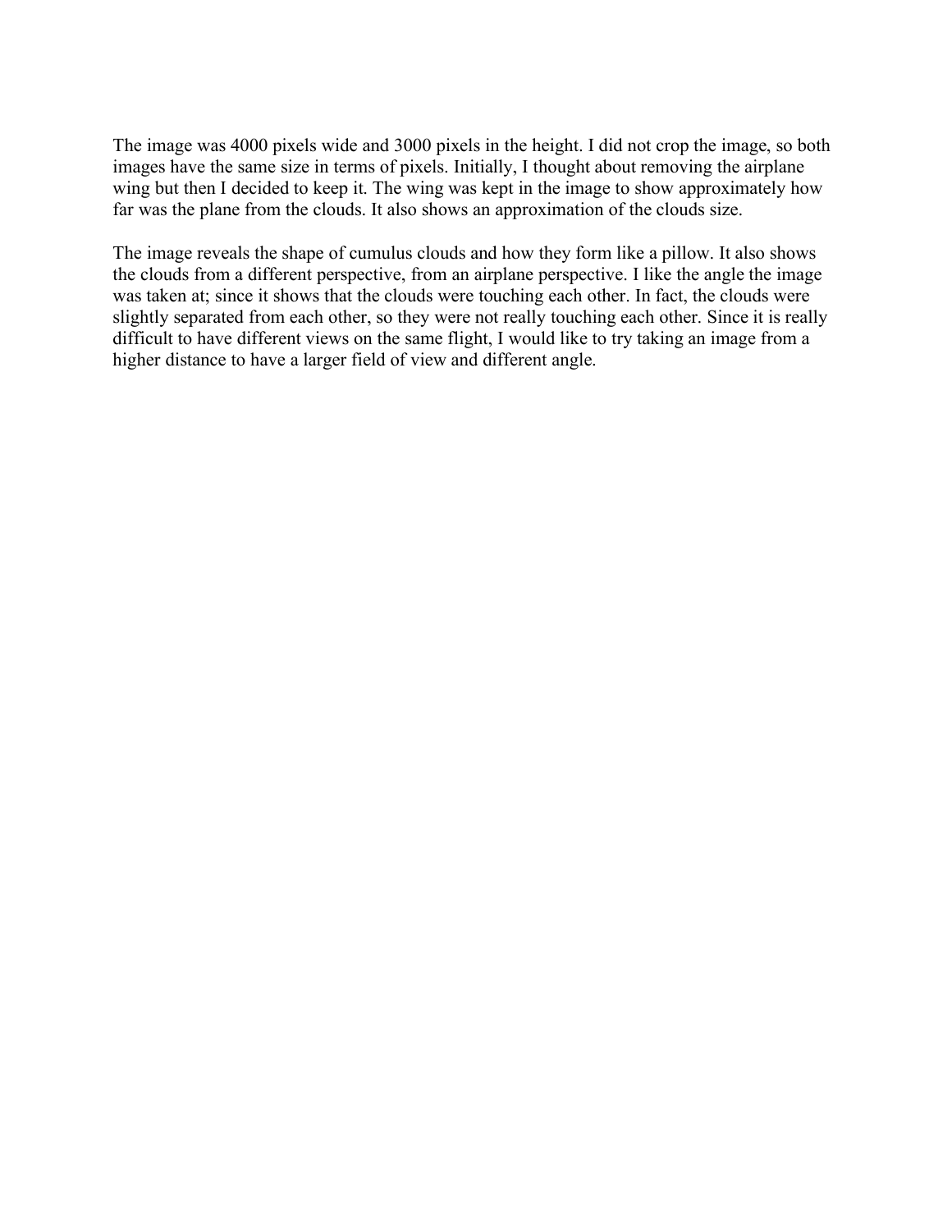The image was 4000 pixels wide and 3000 pixels in the height. I did not crop the image, so both images have the same size in terms of pixels. Initially, I thought about removing the airplane wing but then I decided to keep it. The wing was kept in the image to show approximately how far was the plane from the clouds. It also shows an approximation of the clouds size.

The image reveals the shape of cumulus clouds and how they form like a pillow. It also shows the clouds from a different perspective, from an airplane perspective. I like the angle the image was taken at; since it shows that the clouds were touching each other. In fact, the clouds were slightly separated from each other, so they were not really touching each other. Since it is really difficult to have different views on the same flight, I would like to try taking an image from a higher distance to have a larger field of view and different angle.